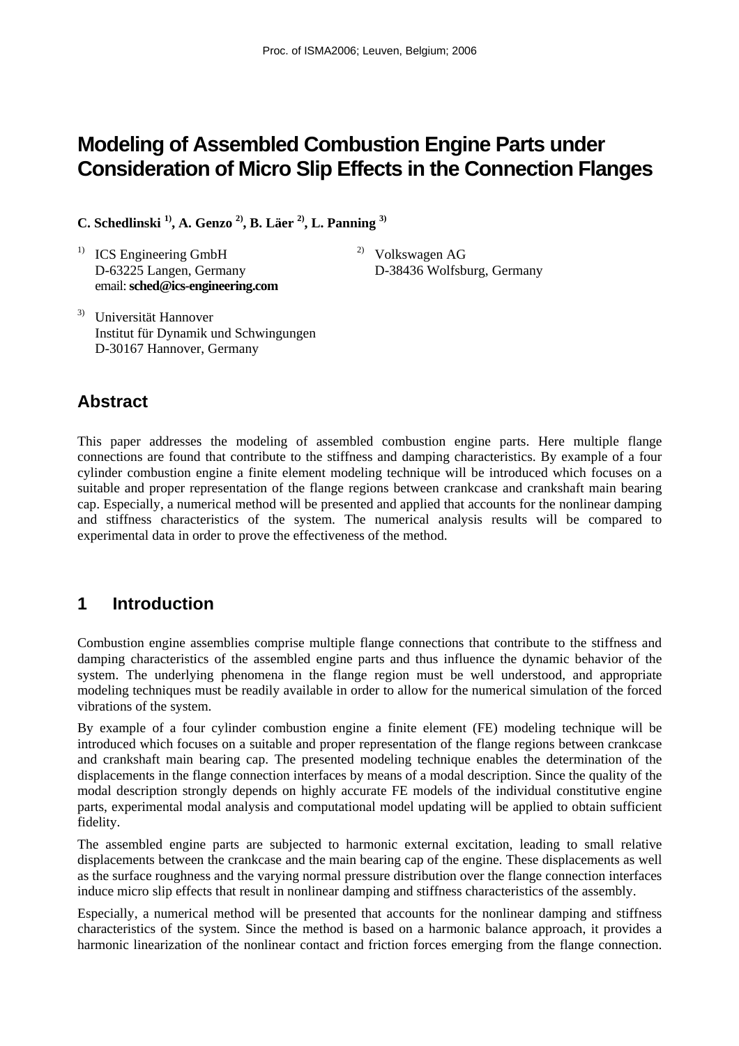# Modeling of Assembled Combustion Engine Parts under Consideration of Micro Slip Effects in the Connection Flanges

**C. Schedlinski [1], A. Genzo [2], B. Läer [2], L. Panning [3]**

[1] ICS Engineering GmbH
D-63225 Langen, Germany
email: **sched@ics-engineering.com**

[2] Volkswagen AG
D-38436 Wolfsburg, Germany

[3] Universität Hannover
Institut für Dynamik und Schwingungen
D-30167 Hannover, Germany

## Abstract

This paper addresses the modeling of assembled combustion engine parts. Here multiple flange connections are found that contribute to the stiffness and damping characteristics. By example of a four cylinder combustion engine a finite element modeling technique will be introduced which focuses on a suitable and proper representation of the flange regions between crankcase and crankshaft main bearing cap. Especially, a numerical method will be presented and applied that accounts for the nonlinear damping and stiffness characteristics of the system. The numerical analysis results will be compared to experimental data in order to prove the effectiveness of the method.

## 1 Introduction

Combustion engine assemblies comprise multiple flange connections that contribute to the stiffness and damping characteristics of the assembled engine parts and thus influence the dynamic behavior of the system. The underlying phenomena in the flange region must be well understood, and appropriate modeling techniques must be readily available in order to allow for the numerical simulation of the forced vibrations of the system.

By example of a four cylinder combustion engine a finite element (FE) modeling technique will be introduced which focuses on a suitable and proper representation of the flange regions between crankcase and crankshaft main bearing cap. The presented modeling technique enables the determination of the displacements in the flange connection interfaces by means of a modal description. Since the quality of the modal description strongly depends on highly accurate FE models of the individual constitutive engine parts, experimental modal analysis and computational model updating will be applied to obtain sufficient fidelity.

The assembled engine parts are subjected to harmonic external excitation, leading to small relative displacements between the crankcase and the main bearing cap of the engine. These displacements as well as the surface roughness and the varying normal pressure distribution over the flange connection interfaces induce micro slip effects that result in nonlinear damping and stiffness characteristics of the assembly.

Especially, a numerical method will be presented that accounts for the nonlinear damping and stiffness characteristics of the system. Since the method is based on a harmonic balance approach, it provides a harmonic linearization of the nonlinear contact and friction forces emerging from the flange connection.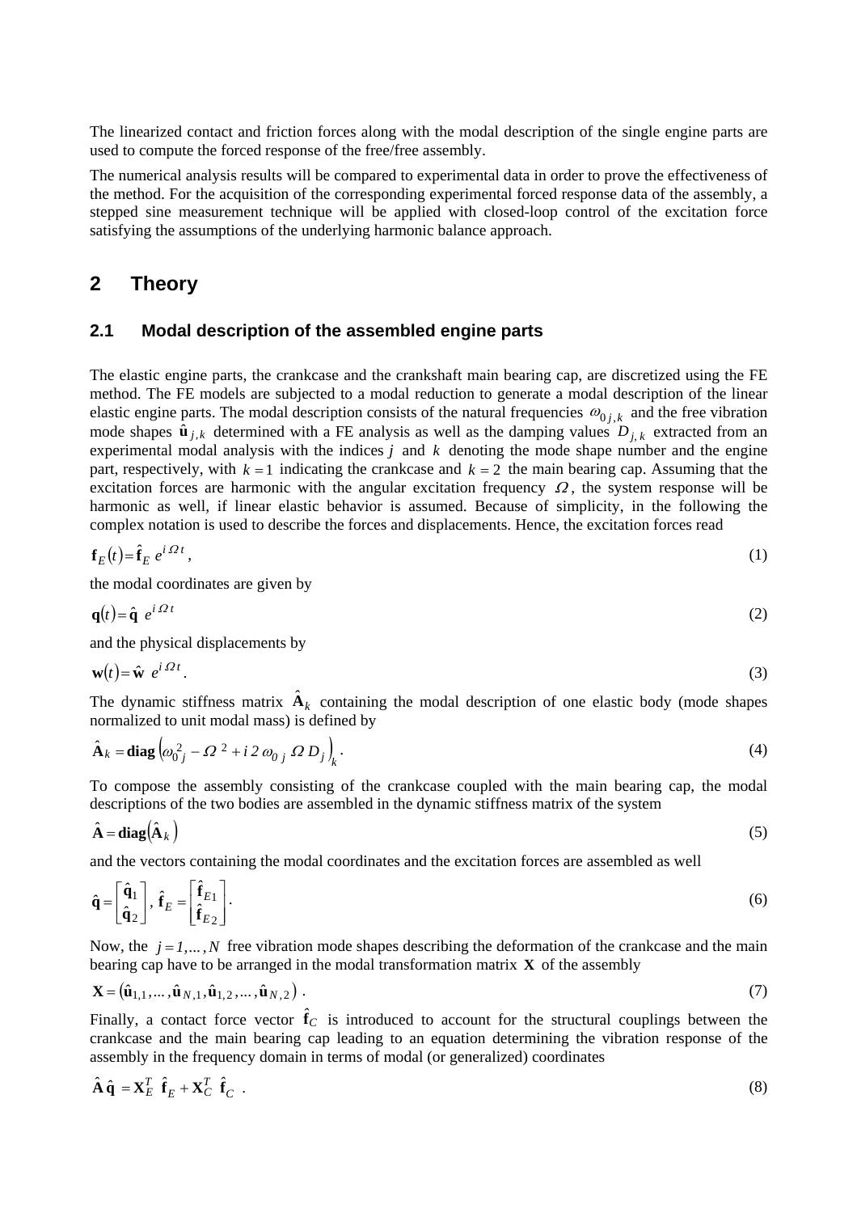The linearized contact and friction forces along with the modal description of the single engine parts are used to compute the forced response of the free/free assembly.

The numerical analysis results will be compared to experimental data in order to prove the effectiveness of the method. For the acquisition of the corresponding experimental forced response data of the assembly, a stepped sine measurement technique will be applied with closed-loop control of the excitation force satisfying the assumptions of the underlying harmonic balance approach.

## 2 Theory

### 2.1 Modal description of the assembled engine parts

The elastic engine parts, the crankcase and the crankshaft main bearing cap, are discretized using the FE method. The FE models are subjected to a modal reduction to generate a modal description of the linear elastic engine parts. The modal description consists of the natural frequencies $\omega_{0\,j,k}$ and the free vibration mode shapes $\hat{\mathbf{u}}_{j,k}$ determined with a FE analysis as well as the damping values $D_{j,k}$ extracted from an experimental modal analysis with the indices $j$ and $k$ denoting the mode shape number and the engine part, respectively, with $k=1$ indicating the crankcase and $k=2$ the main bearing cap. Assuming that the excitation forces are harmonic with the angular excitation frequency $\Omega$, the system response will be harmonic as well, if linear elastic behavior is assumed. Because of simplicity, in the following the complex notation is used to describe the forces and displacements. Hence, the excitation forces read

$$\mathbf{f}_E(t) = \hat{\mathbf{f}}_E \; e^{i\,\Omega\,t}\,, \tag{1}$$

the modal coordinates are given by

$$\mathbf{q}(t) = \hat{\mathbf{q}} \; e^{i\,\Omega\,t} \tag{2}$$

and the physical displacements by

$$\mathbf{w}(t) = \hat{\mathbf{w}} \; e^{i\,\Omega\,t}\,. \tag{3}$$

The dynamic stiffness matrix $\hat{\mathbf{A}}_k$ containing the modal description of one elastic body (mode shapes normalized to unit modal mass) is defined by

$$\hat{\mathbf{A}}_k = \mathbf{diag}\left(\omega_{0\,j}^2 - \Omega^2 + i\,2\,\omega_{0\,j}\,\Omega\,D_j\right)_k\,. \tag{4}$$

To compose the assembly consisting of the crankcase coupled with the main bearing cap, the modal descriptions of the two bodies are assembled in the dynamic stiffness matrix of the system

$$\hat{\mathbf{A}} = \mathbf{diag}\left(\hat{\mathbf{A}}_k\right) \tag{5}$$

and the vectors containing the modal coordinates and the excitation forces are assembled as well

$$\hat{\mathbf{q}} = \begin{bmatrix} \hat{\mathbf{q}}_1 \\ \hat{\mathbf{q}}_2 \end{bmatrix},\; \hat{\mathbf{f}}_E = \begin{bmatrix} \hat{\mathbf{f}}_{E1} \\ \hat{\mathbf{f}}_{E2} \end{bmatrix}. \tag{6}$$

Now, the $j = 1,\ldots,N$ free vibration mode shapes describing the deformation of the crankcase and the main bearing cap have to be arranged in the modal transformation matrix $\mathbf{X}$ of the assembly

$$\mathbf{X} = \left(\hat{\mathbf{u}}_{1,1},\ldots,\hat{\mathbf{u}}_{N,1},\hat{\mathbf{u}}_{1,2},\ldots,\hat{\mathbf{u}}_{N,2}\right)\,. \tag{7}$$

Finally, a contact force vector $\hat{\mathbf{f}}_C$ is introduced to account for the structural couplings between the crankcase and the main bearing cap leading to an equation determining the vibration response of the assembly in the frequency domain in terms of modal (or generalized) coordinates

$$\hat{\mathbf{A}}\,\hat{\mathbf{q}} = \mathbf{X}_E^T\;\hat{\mathbf{f}}_E + \mathbf{X}_C^T\;\hat{\mathbf{f}}_C\,. \tag{8}$$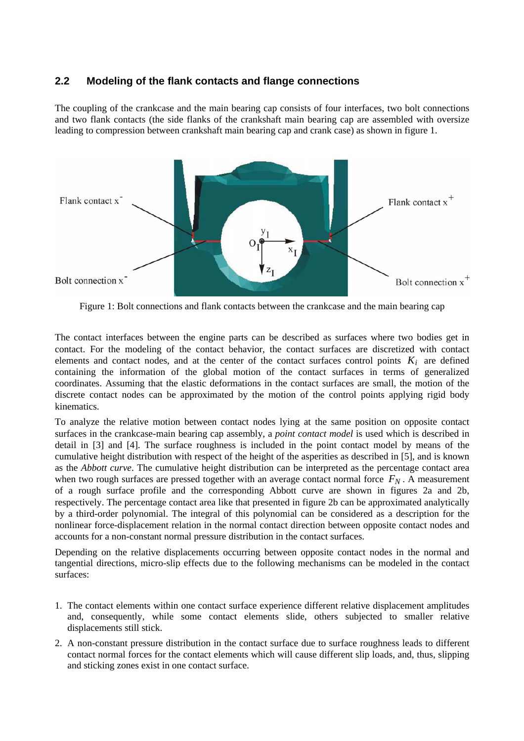### 2.2 Modeling of the flank contacts and flange connections

The coupling of the crankcase and the main bearing cap consists of four interfaces, two bolt connections and two flank contacts (the side flanks of the crankshaft main bearing cap are assembled with oversize leading to compression between crankshaft main bearing cap and crank case) as shown in figure 1.

Figure 1: Bolt connections and flank contacts between the crankcase and the main bearing cap

The contact interfaces between the engine parts can be described as surfaces where two bodies get in contact. For the modeling of the contact behavior, the contact surfaces are discretized with contact elements and contact nodes, and at the center of the contact surfaces control points $K_i$ are defined containing the information of the global motion of the contact surfaces in terms of generalized coordinates. Assuming that the elastic deformations in the contact surfaces are small, the motion of the discrete contact nodes can be approximated by the motion of the control points applying rigid body kinematics.

To analyze the relative motion between contact nodes lying at the same position on opposite contact surfaces in the crankcase-main bearing cap assembly, a *point contact model* is used which is described in detail in [3] and [4]. The surface roughness is included in the point contact model by means of the cumulative height distribution with respect of the height of the asperities as described in [5], and is known as the *Abbott curve*. The cumulative height distribution can be interpreted as the percentage contact area when two rough surfaces are pressed together with an average contact normal force $F_N$. A measurement of a rough surface profile and the corresponding Abbott curve are shown in figures 2a and 2b, respectively. The percentage contact area like that presented in figure 2b can be approximated analytically by a third-order polynomial. The integral of this polynomial can be considered as a description for the nonlinear force-displacement relation in the normal contact direction between opposite contact nodes and accounts for a non-constant normal pressure distribution in the contact surfaces.

Depending on the relative displacements occurring between opposite contact nodes in the normal and tangential directions, micro-slip effects due to the following mechanisms can be modeled in the contact surfaces:

1. The contact elements within one contact surface experience different relative displacement amplitudes and, consequently, while some contact elements slide, others subjected to smaller relative displacements still stick.
2. A non-constant pressure distribution in the contact surface due to surface roughness leads to different contact normal forces for the contact elements which will cause different slip loads, and, thus, slipping and sticking zones exist in one contact surface.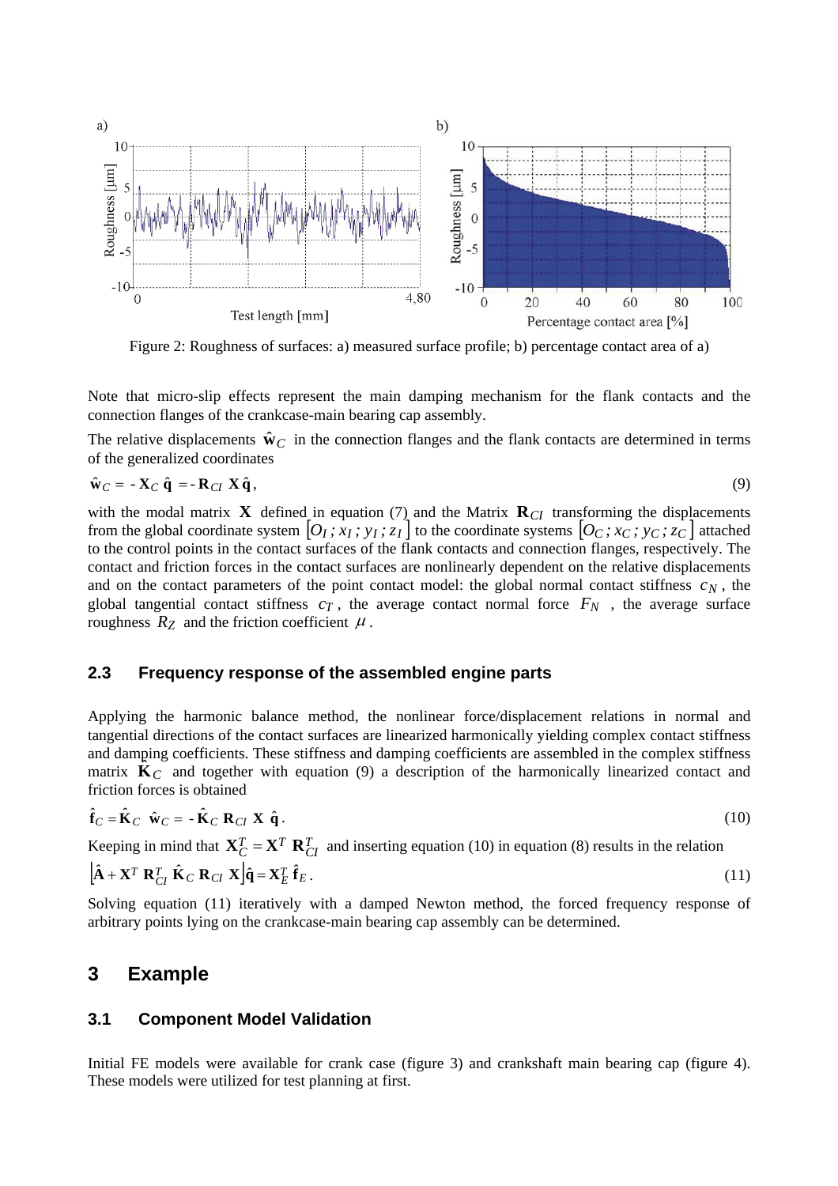Figure 2: Roughness of surfaces: a) measured surface profile; b) percentage contact area of a)

Note that micro-slip effects represent the main damping mechanism for the flank contacts and the connection flanges of the crankcase-main bearing cap assembly.

The relative displacements $\hat{\mathbf{w}}_C$ in the connection flanges and the flank contacts are determined in terms of the generalized coordinates

$$\hat{\mathbf{w}}_C = -\mathbf{X}_C\,\hat{\mathbf{q}} = -\mathbf{R}_{CI}\,\mathbf{X}\,\hat{\mathbf{q}}, \tag{9}$$

with the modal matrix $\mathbf{X}$ defined in equation (7) and the Matrix $\mathbf{R}_{CI}$ transforming the displacements from the global coordinate system $[O_I\,; x_I\,; y_I\,; z_I]$ to the coordinate systems $[O_C\,; x_C\,; y_C\,; z_C]$ attached to the control points in the contact surfaces of the flank contacts and connection flanges, respectively. The contact and friction forces in the contact surfaces are nonlinearly dependent on the relative displacements and on the contact parameters of the point contact model: the global normal contact stiffness $c_N$, the global tangential contact stiffness $c_T$, the average contact normal force $F_N$, the average surface roughness $R_Z$ and the friction coefficient $\mu$.

### 2.3 Frequency response of the assembled engine parts

Applying the harmonic balance method, the nonlinear force/displacement relations in normal and tangential directions of the contact surfaces are linearized harmonically yielding complex contact stiffness and damping coefficients. These stiffness and damping coefficients are assembled in the complex stiffness matrix $\hat{\mathbf{K}}_C$ and together with equation (9) a description of the harmonically linearized contact and friction forces is obtained

$$\hat{\mathbf{f}}_C = \hat{\mathbf{K}}_C\;\hat{\mathbf{w}}_C = -\hat{\mathbf{K}}_C\;\mathbf{R}_{CI}\;\mathbf{X}\;\hat{\mathbf{q}}. \tag{10}$$

Keeping in mind that $\mathbf{X}_C^T = \mathbf{X}^T\;\mathbf{R}_{CI}^T$ and inserting equation (10) in equation (8) results in the relation

$$\left[\hat{\mathbf{A}} + \mathbf{X}^T\;\mathbf{R}_{CI}^T\;\hat{\mathbf{K}}_C\;\mathbf{R}_{CI}\;\mathbf{X}\right]\hat{\mathbf{q}} = \mathbf{X}_E^T\;\hat{\mathbf{f}}_E. \tag{11}$$

Solving equation (11) iteratively with a damped Newton method, the forced frequency response of arbitrary points lying on the crankcase-main bearing cap assembly can be determined.

## 3 Example

### 3.1 Component Model Validation

Initial FE models were available for crank case (figure 3) and crankshaft main bearing cap (figure 4). These models were utilized for test planning at first.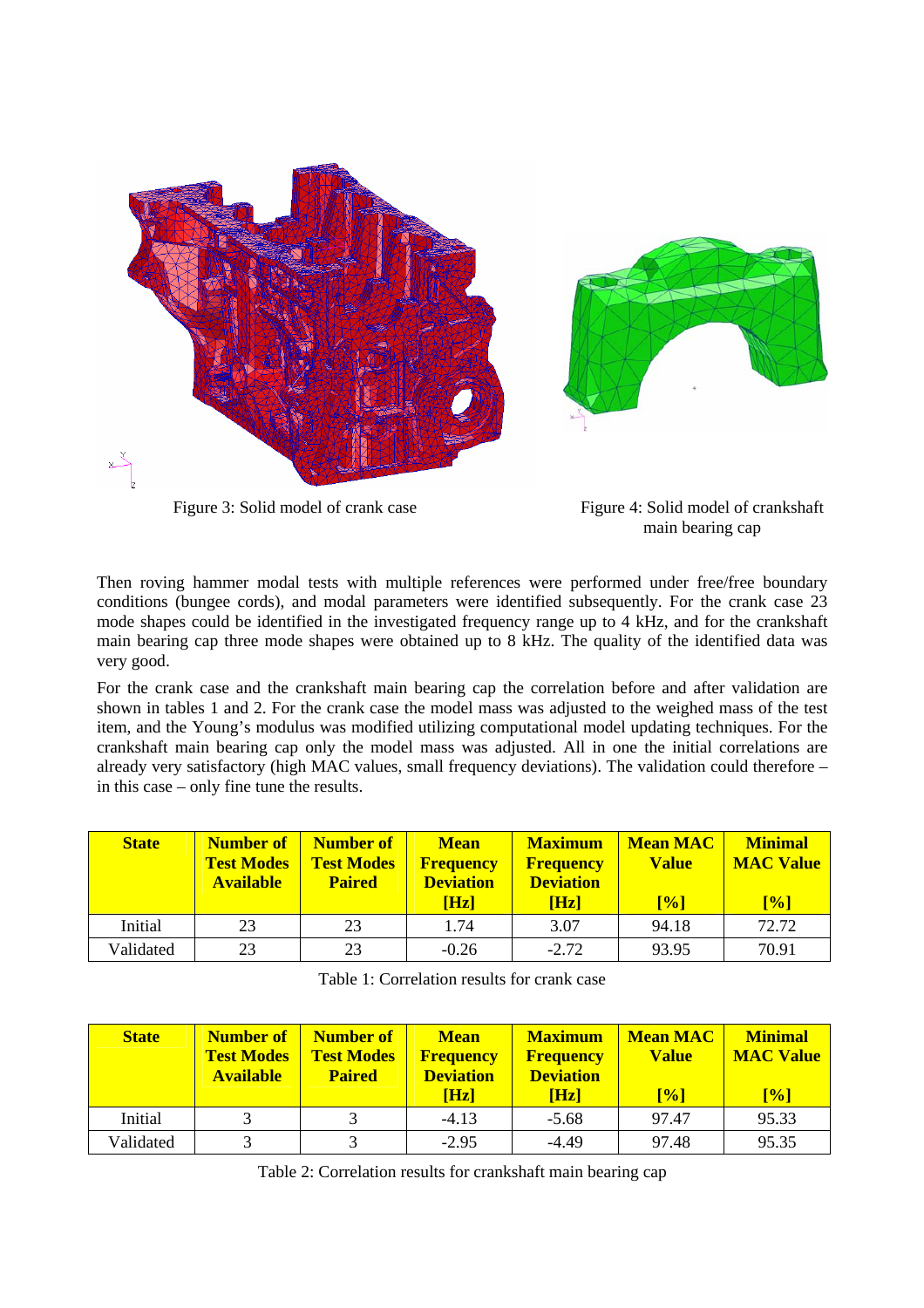Figure 3: Solid model of crank case

Figure 4: Solid model of crankshaft main bearing cap

Then roving hammer modal tests with multiple references were performed under free/free boundary conditions (bungee cords), and modal parameters were identified subsequently. For the crank case 23 mode shapes could be identified in the investigated frequency range up to 4 kHz, and for the crankshaft main bearing cap three mode shapes were obtained up to 8 kHz. The quality of the identified data was very good.

For the crank case and the crankshaft main bearing cap the correlation before and after validation are shown in tables 1 and 2. For the crank case the model mass was adjusted to the weighed mass of the test item, and the Young's modulus was modified utilizing computational model updating techniques. For the crankshaft main bearing cap only the model mass was adjusted. All in one the initial correlations are already very satisfactory (high MAC values, small frequency deviations). The validation could therefore – in this case – only fine tune the results.

| State | Number of Test Modes Available | Number of Test Modes Paired | Mean Frequency Deviation [Hz] | Maximum Frequency Deviation [Hz] | Mean MAC Value [%] | Minimal MAC Value [%] |
|---|---|---|---|---|---|---|
| Initial | 23 | 23 | 1.74 | 3.07 | 94.18 | 72.72 |
| Validated | 23 | 23 | -0.26 | -2.72 | 93.95 | 70.91 |

Table 1: Correlation results for crank case

| State | Number of Test Modes Available | Number of Test Modes Paired | Mean Frequency Deviation [Hz] | Maximum Frequency Deviation [Hz] | Mean MAC Value [%] | Minimal MAC Value [%] |
|---|---|---|---|---|---|---|
| Initial | 3 | 3 | -4.13 | -5.68 | 97.47 | 95.33 |
| Validated | 3 | 3 | -2.95 | -4.49 | 97.48 | 95.35 |

Table 2: Correlation results for crankshaft main bearing cap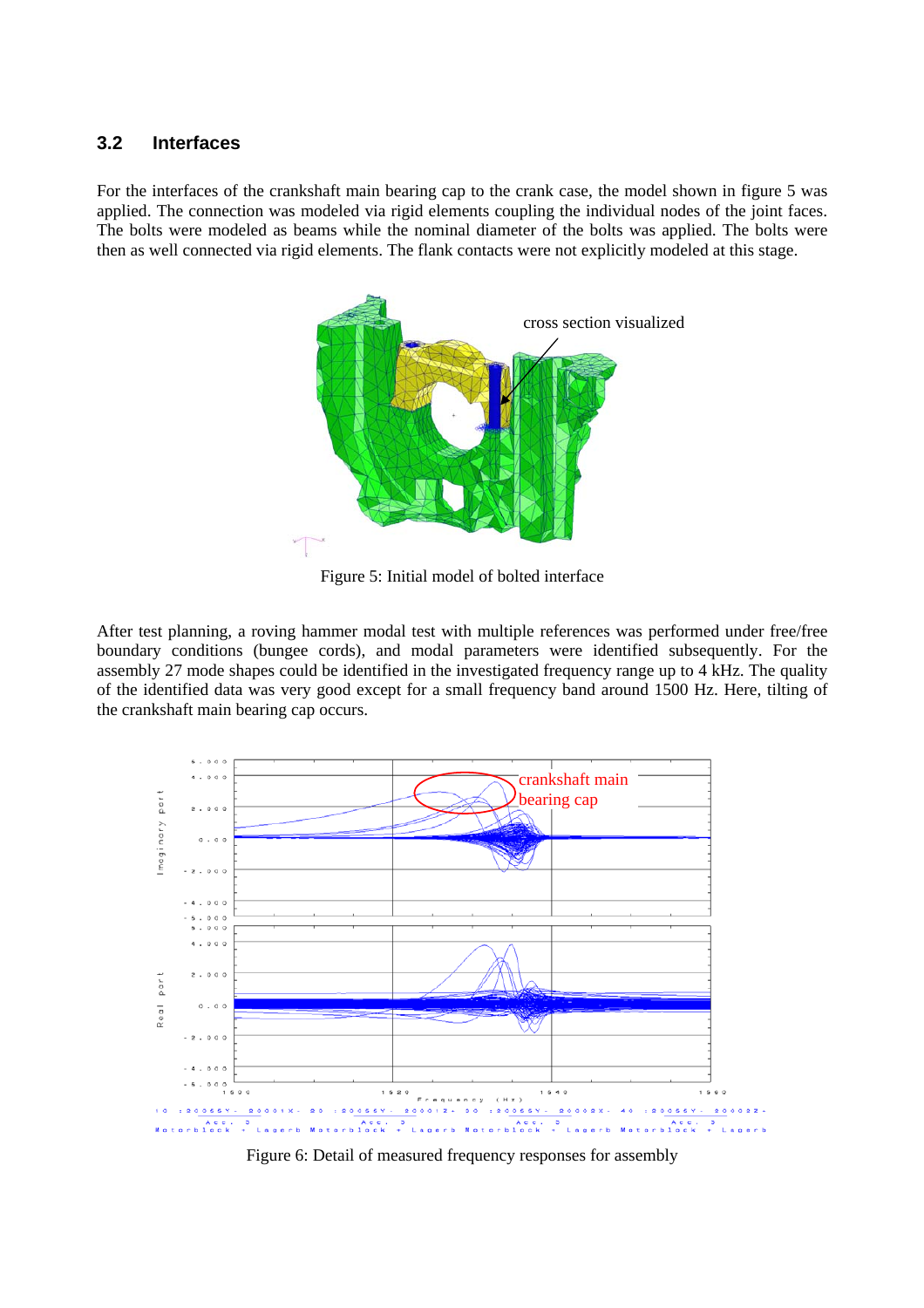### 3.2 Interfaces

For the interfaces of the crankshaft main bearing cap to the crank case, the model shown in figure 5 was applied. The connection was modeled via rigid elements coupling the individual nodes of the joint faces. The bolts were modeled as beams while the nominal diameter of the bolts was applied. The bolts were then as well connected via rigid elements. The flank contacts were not explicitly modeled at this stage.

Figure 5: Initial model of bolted interface

After test planning, a roving hammer modal test with multiple references was performed under free/free boundary conditions (bungee cords), and modal parameters were identified subsequently. For the assembly 27 mode shapes could be identified in the investigated frequency range up to 4 kHz. The quality of the identified data was very good except for a small frequency band around 1500 Hz. Here, tilting of the crankshaft main bearing cap occurs.

Figure 6: Detail of measured frequency responses for assembly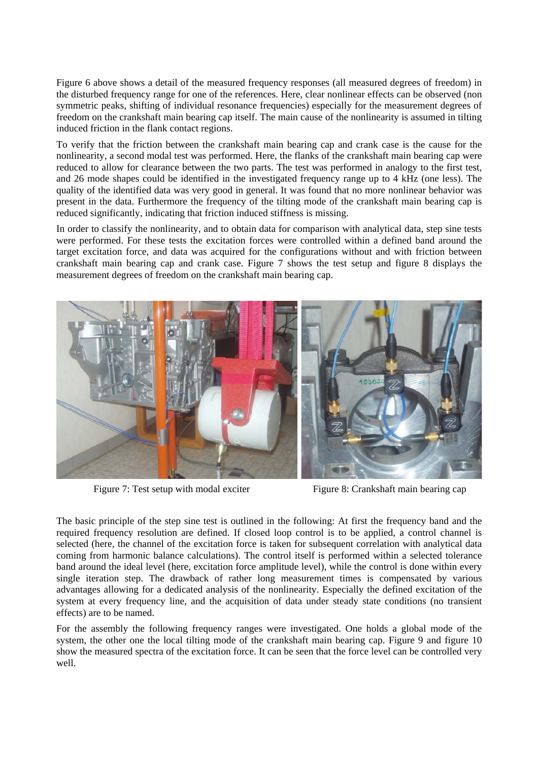Figure 6 above shows a detail of the measured frequency responses (all measured degrees of freedom) in the disturbed frequency range for one of the references. Here, clear nonlinear effects can be observed (non symmetric peaks, shifting of individual resonance frequencies) especially for the measurement degrees of freedom on the crankshaft main bearing cap itself. The main cause of the nonlinearity is assumed in tilting induced friction in the flank contact regions.

To verify that the friction between the crankshaft main bearing cap and crank case is the cause for the nonlinearity, a second modal test was performed. Here, the flanks of the crankshaft main bearing cap were reduced to allow for clearance between the two parts. The test was performed in analogy to the first test, and 26 mode shapes could be identified in the investigated frequency range up to 4 kHz (one less). The quality of the identified data was very good in general. It was found that no more nonlinear behavior was present in the data. Furthermore the frequency of the tilting mode of the crankshaft main bearing cap is reduced significantly, indicating that friction induced stiffness is missing.

In order to classify the nonlinearity, and to obtain data for comparison with analytical data, step sine tests were performed. For these tests the excitation forces were controlled within a defined band around the target excitation force, and data was acquired for the configurations without and with friction between crankshaft main bearing cap and crank case. Figure 7 shows the test setup and figure 8 displays the measurement degrees of freedom on the crankshaft main bearing cap.

Figure 7: Test setup with modal exciter

Figure 8: Crankshaft main bearing cap

The basic principle of the step sine test is outlined in the following: At first the frequency band and the required frequency resolution are defined. If closed loop control is to be applied, a control channel is selected (here, the channel of the excitation force is taken for subsequent correlation with analytical data coming from harmonic balance calculations). The control itself is performed within a selected tolerance band around the ideal level (here, excitation force amplitude level), while the control is done within every single iteration step. The drawback of rather long measurement times is compensated by various advantages allowing for a dedicated analysis of the nonlinearity. Especially the defined excitation of the system at every frequency line, and the acquisition of data under steady state conditions (no transient effects) are to be named.

For the assembly the following frequency ranges were investigated. One holds a global mode of the system, the other one the local tilting mode of the crankshaft main bearing cap. Figure 9 and figure 10 show the measured spectra of the excitation force. It can be seen that the force level can be controlled very well.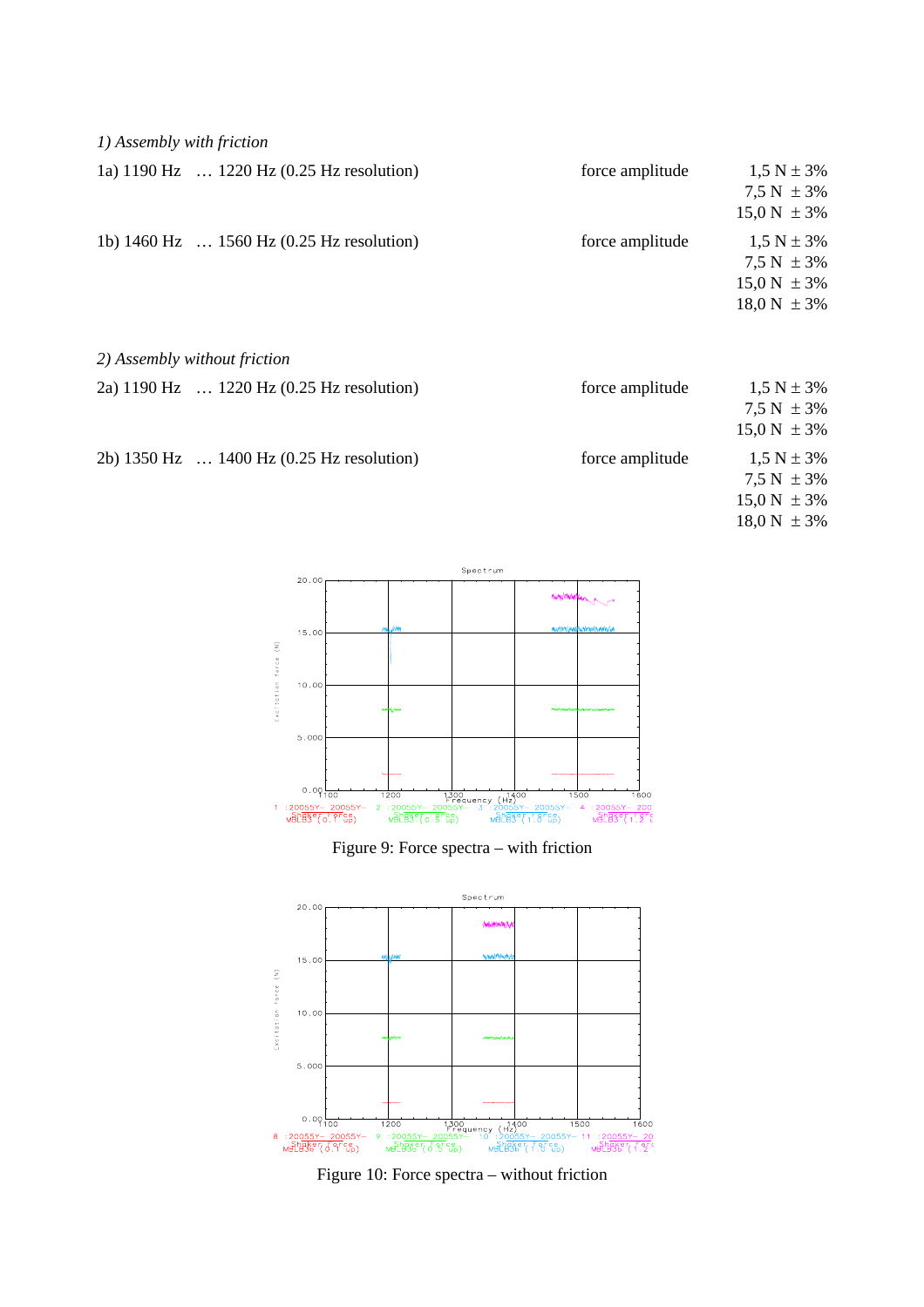*1) Assembly with friction*

| | | |
|---|---|---|
| 1a) 1190 Hz … 1220 Hz (0.25 Hz resolution) | force amplitude | 1,5 N ± 3% |
| | | 7,5 N ± 3% |
| | | 15,0 N ± 3% |
| 1b) 1460 Hz … 1560 Hz (0.25 Hz resolution) | force amplitude | 1,5 N ± 3% |
| | | 7,5 N ± 3% |
| | | 15,0 N ± 3% |
| | | 18,0 N ± 3% |

*2) Assembly without friction*

| | | |
|---|---|---|
| 2a) 1190 Hz … 1220 Hz (0.25 Hz resolution) | force amplitude | 1,5 N ± 3% |
| | | 7,5 N ± 3% |
| | | 15,0 N ± 3% |
| 2b) 1350 Hz … 1400 Hz (0.25 Hz resolution) | force amplitude | 1,5 N ± 3% |
| | | 7,5 N ± 3% |
| | | 15,0 N ± 3% |
| | | 18,0 N ± 3% |

Figure 9: Force spectra – with friction

Figure 10: Force spectra – without friction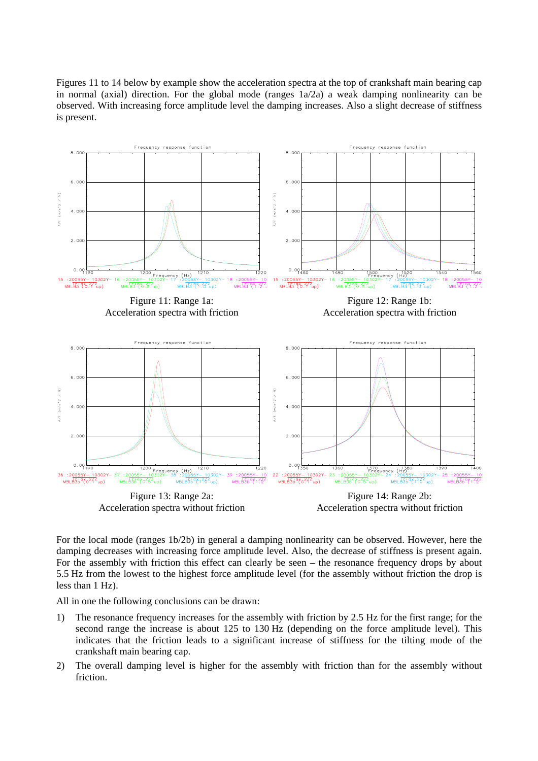Figures 11 to 14 below by example show the acceleration spectra at the top of crankshaft main bearing cap in normal (axial) direction. For the global mode (ranges 1a/2a) a weak damping nonlinearity can be observed. With increasing force amplitude level the damping increases. Also a slight decrease of stiffness is present.

Figure 11: Range 1a:
Acceleration spectra with friction

Figure 12: Range 1b:
Acceleration spectra with friction

Figure 13: Range 2a:
Acceleration spectra without friction

Figure 14: Range 2b:
Acceleration spectra without friction

For the local mode (ranges 1b/2b) in general a damping nonlinearity can be observed. However, here the damping decreases with increasing force amplitude level. Also, the decrease of stiffness is present again. For the assembly with friction this effect can clearly be seen – the resonance frequency drops by about 5.5 Hz from the lowest to the highest force amplitude level (for the assembly without friction the drop is less than 1 Hz).

All in one the following conclusions can be drawn:

1) The resonance frequency increases for the assembly with friction by 2.5 Hz for the first range; for the second range the increase is about 125 to 130 Hz (depending on the force amplitude level). This indicates that the friction leads to a significant increase of stiffness for the tilting mode of the crankshaft main bearing cap.
2) The overall damping level is higher for the assembly with friction than for the assembly without friction.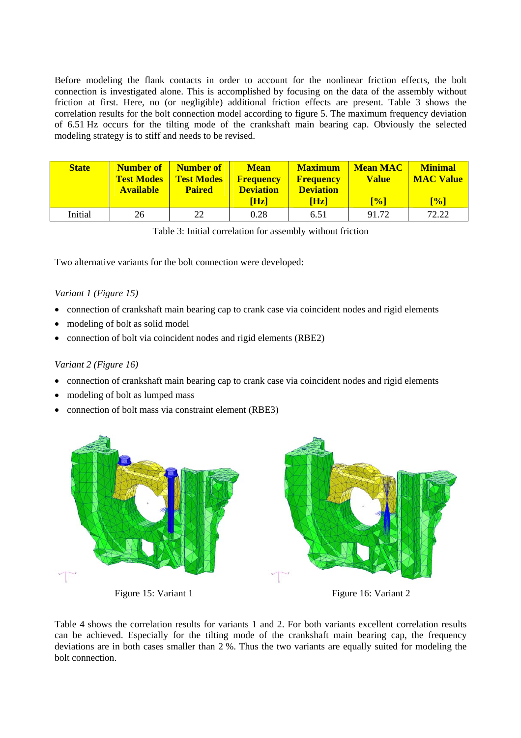Before modeling the flank contacts in order to account for the nonlinear friction effects, the bolt connection is investigated alone. This is accomplished by focusing on the data of the assembly without friction at first. Here, no (or negligible) additional friction effects are present. Table 3 shows the correlation results for the bolt connection model according to figure 5. The maximum frequency deviation of 6.51 Hz occurs for the tilting mode of the crankshaft main bearing cap. Obviously the selected modeling strategy is to stiff and needs to be revised.

| State | Number of Test Modes Available | Number of Test Modes Paired | Mean Frequency Deviation [Hz] | Maximum Frequency Deviation [Hz] | Mean MAC Value [%] | Minimal MAC Value [%] |
|---|---|---|---|---|---|---|
| Initial | 26 | 22 | 0.28 | 6.51 | 91.72 | 72.22 |

Table 3: Initial correlation for assembly without friction

Two alternative variants for the bolt connection were developed:

*Variant 1 (Figure 15)*

- connection of crankshaft main bearing cap to crank case via coincident nodes and rigid elements
- modeling of bolt as solid model
- connection of bolt via coincident nodes and rigid elements (RBE2)

*Variant 2 (Figure 16)*

- connection of crankshaft main bearing cap to crank case via coincident nodes and rigid elements
- modeling of bolt as lumped mass
- connection of bolt mass via constraint element (RBE3)

Figure 15: Variant 1

Figure 16: Variant 2

Table 4 shows the correlation results for variants 1 and 2. For both variants excellent correlation results can be achieved. Especially for the tilting mode of the crankshaft main bearing cap, the frequency deviations are in both cases smaller than 2 %. Thus the two variants are equally suited for modeling the bolt connection.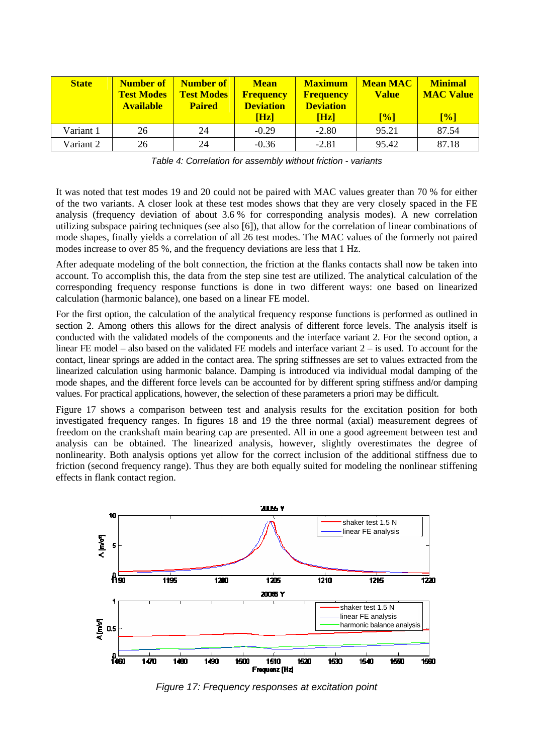| State | Number of Test Modes Available | Number of Test Modes Paired | Mean Frequency Deviation [Hz] | Maximum Frequency Deviation [Hz] | Mean MAC Value [%] | Minimal MAC Value [%] |
|---|---|---|---|---|---|---|
| Variant 1 | 26 | 24 | -0.29 | -2.80 | 95.21 | 87.54 |
| Variant 2 | 26 | 24 | -0.36 | -2.81 | 95.42 | 87.18 |

*Table 4: Correlation for assembly without friction - variants*

It was noted that test modes 19 and 20 could not be paired with MAC values greater than 70 % for either of the two variants. A closer look at these test modes shows that they are very closely spaced in the FE analysis (frequency deviation of about 3.6 % for corresponding analysis modes). A new correlation utilizing subspace pairing techniques (see also [6]), that allow for the correlation of linear combinations of mode shapes, finally yields a correlation of all 26 test modes. The MAC values of the formerly not paired modes increase to over 85 %, and the frequency deviations are less that 1 Hz.

After adequate modeling of the bolt connection, the friction at the flanks contacts shall now be taken into account. To accomplish this, the data from the step sine test are utilized. The analytical calculation of the corresponding frequency response functions is done in two different ways: one based on linearized calculation (harmonic balance), one based on a linear FE model.

For the first option, the calculation of the analytical frequency response functions is performed as outlined in section 2. Among others this allows for the direct analysis of different force levels. The analysis itself is conducted with the validated models of the components and the interface variant 2. For the second option, a linear FE model – also based on the validated FE models and interface variant 2 – is used. To account for the contact, linear springs are added in the contact area. The spring stiffnesses are set to values extracted from the linearized calculation using harmonic balance. Damping is introduced via individual modal damping of the mode shapes, and the different force levels can be accounted for by different spring stiffness and/or damping values. For practical applications, however, the selection of these parameters a priori may be difficult.

Figure 17 shows a comparison between test and analysis results for the excitation position for both investigated frequency ranges. In figures 18 and 19 the three normal (axial) measurement degrees of freedom on the crankshaft main bearing cap are presented. All in one a good agreement between test and analysis can be obtained. The linearized analysis, however, slightly overestimates the degree of nonlinearity. Both analysis options yet allow for the correct inclusion of the additional stiffness due to friction (second frequency range). Thus they are both equally suited for modeling the nonlinear stiffening effects in flank contact region.

*Figure 17: Frequency responses at excitation point*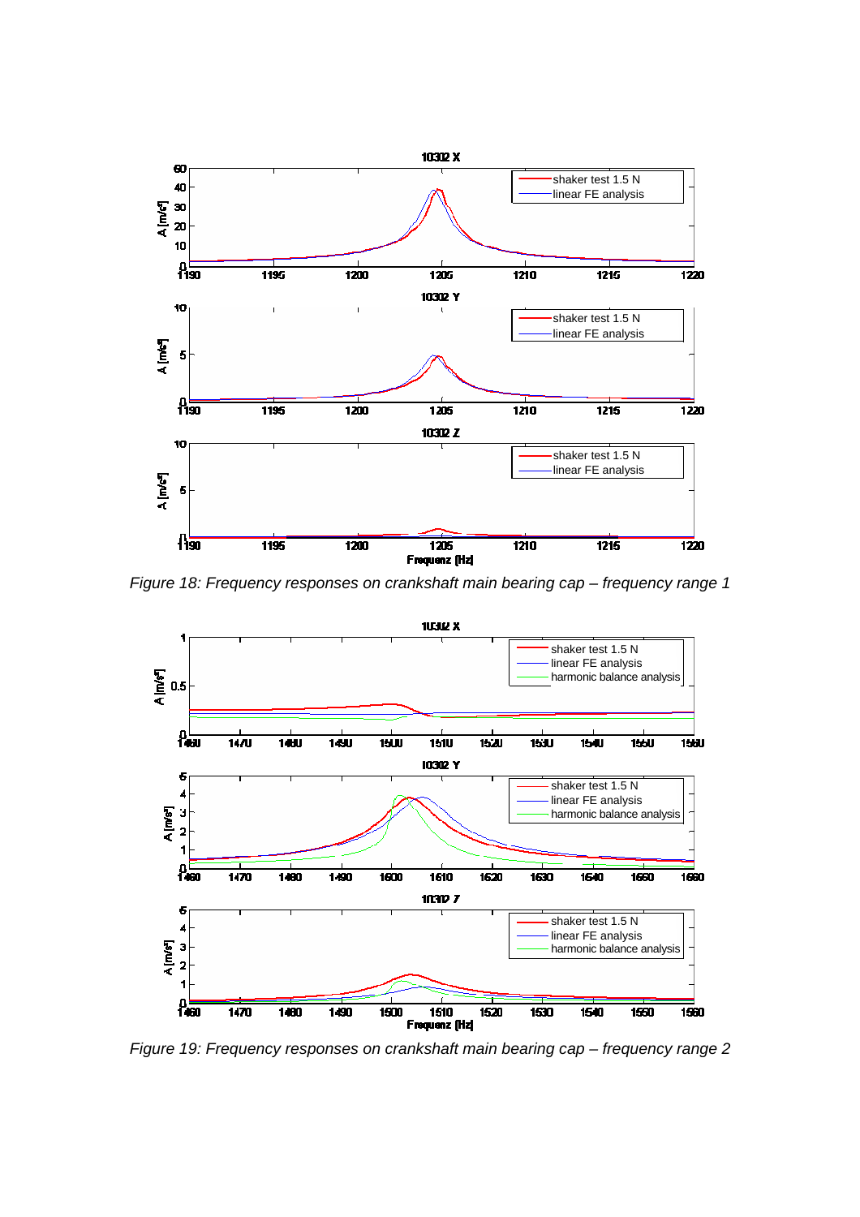Figure 18: Frequency responses on crankshaft main bearing cap – frequency range 1

Figure 19: Frequency responses on crankshaft main bearing cap – frequency range 2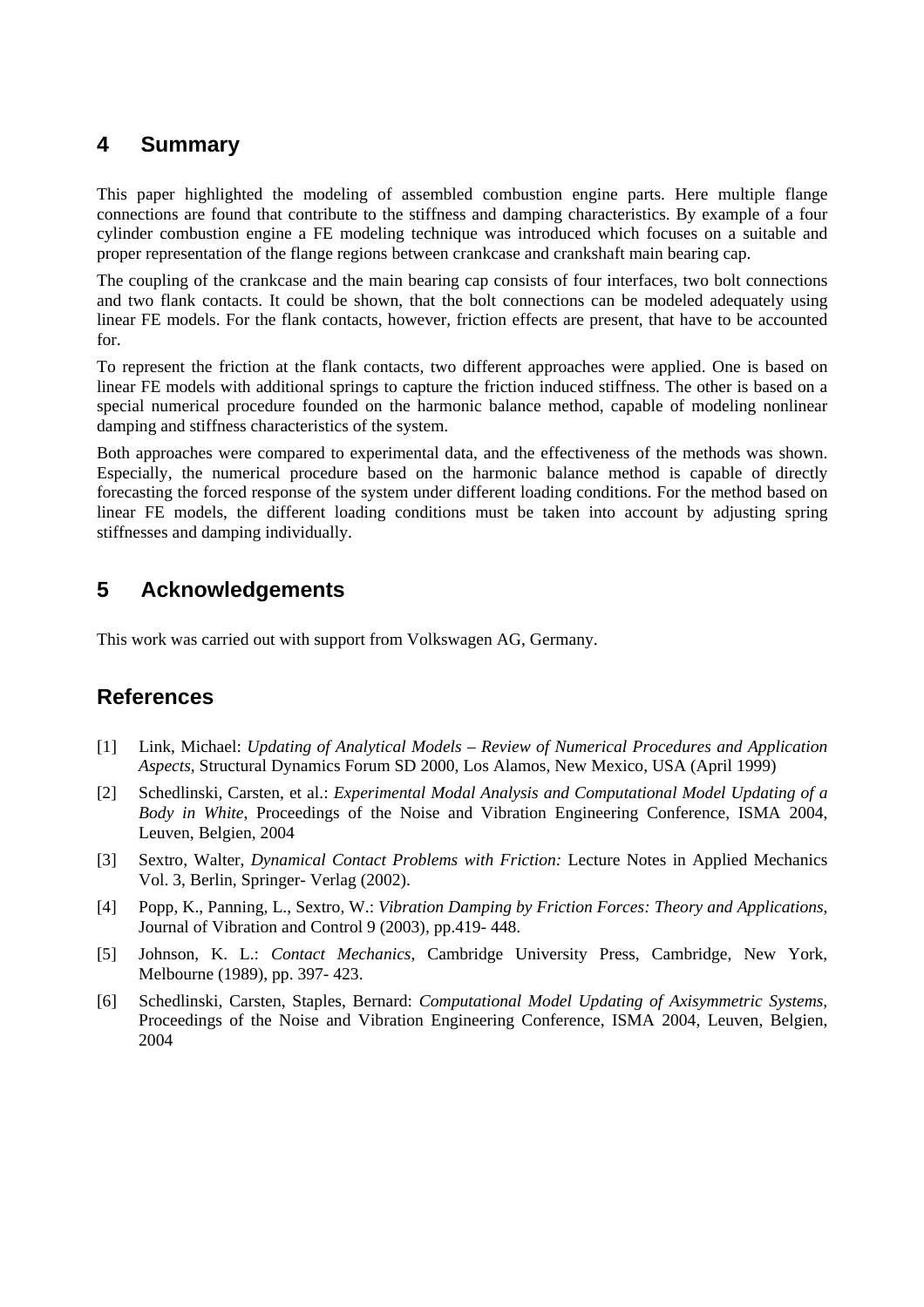## 4 Summary

This paper highlighted the modeling of assembled combustion engine parts. Here multiple flange connections are found that contribute to the stiffness and damping characteristics. By example of a four cylinder combustion engine a FE modeling technique was introduced which focuses on a suitable and proper representation of the flange regions between crankcase and crankshaft main bearing cap.

The coupling of the crankcase and the main bearing cap consists of four interfaces, two bolt connections and two flank contacts. It could be shown, that the bolt connections can be modeled adequately using linear FE models. For the flank contacts, however, friction effects are present, that have to be accounted for.

To represent the friction at the flank contacts, two different approaches were applied. One is based on linear FE models with additional springs to capture the friction induced stiffness. The other is based on a special numerical procedure founded on the harmonic balance method, capable of modeling nonlinear damping and stiffness characteristics of the system.

Both approaches were compared to experimental data, and the effectiveness of the methods was shown. Especially, the numerical procedure based on the harmonic balance method is capable of directly forecasting the forced response of the system under different loading conditions. For the method based on linear FE models, the different loading conditions must be taken into account by adjusting spring stiffnesses and damping individually.

## 5 Acknowledgements

This work was carried out with support from Volkswagen AG, Germany.

## References

[1] Link, Michael: *Updating of Analytical Models – Review of Numerical Procedures and Application Aspects*, Structural Dynamics Forum SD 2000, Los Alamos, New Mexico, USA (April 1999)

[2] Schedlinski, Carsten, et al.: *Experimental Modal Analysis and Computational Model Updating of a Body in White*, Proceedings of the Noise and Vibration Engineering Conference, ISMA 2004, Leuven, Belgien, 2004

[3] Sextro, Walter, *Dynamical Contact Problems with Friction:* Lecture Notes in Applied Mechanics Vol. 3, Berlin, Springer- Verlag (2002).

[4] Popp, K., Panning, L., Sextro, W.: *Vibration Damping by Friction Forces: Theory and Applications*, Journal of Vibration and Control 9 (2003), pp.419- 448.

[5] Johnson, K. L.: *Contact Mechanics*, Cambridge University Press, Cambridge, New York, Melbourne (1989), pp. 397- 423.

[6] Schedlinski, Carsten, Staples, Bernard: *Computational Model Updating of Axisymmetric Systems*, Proceedings of the Noise and Vibration Engineering Conference, ISMA 2004, Leuven, Belgien, 2004